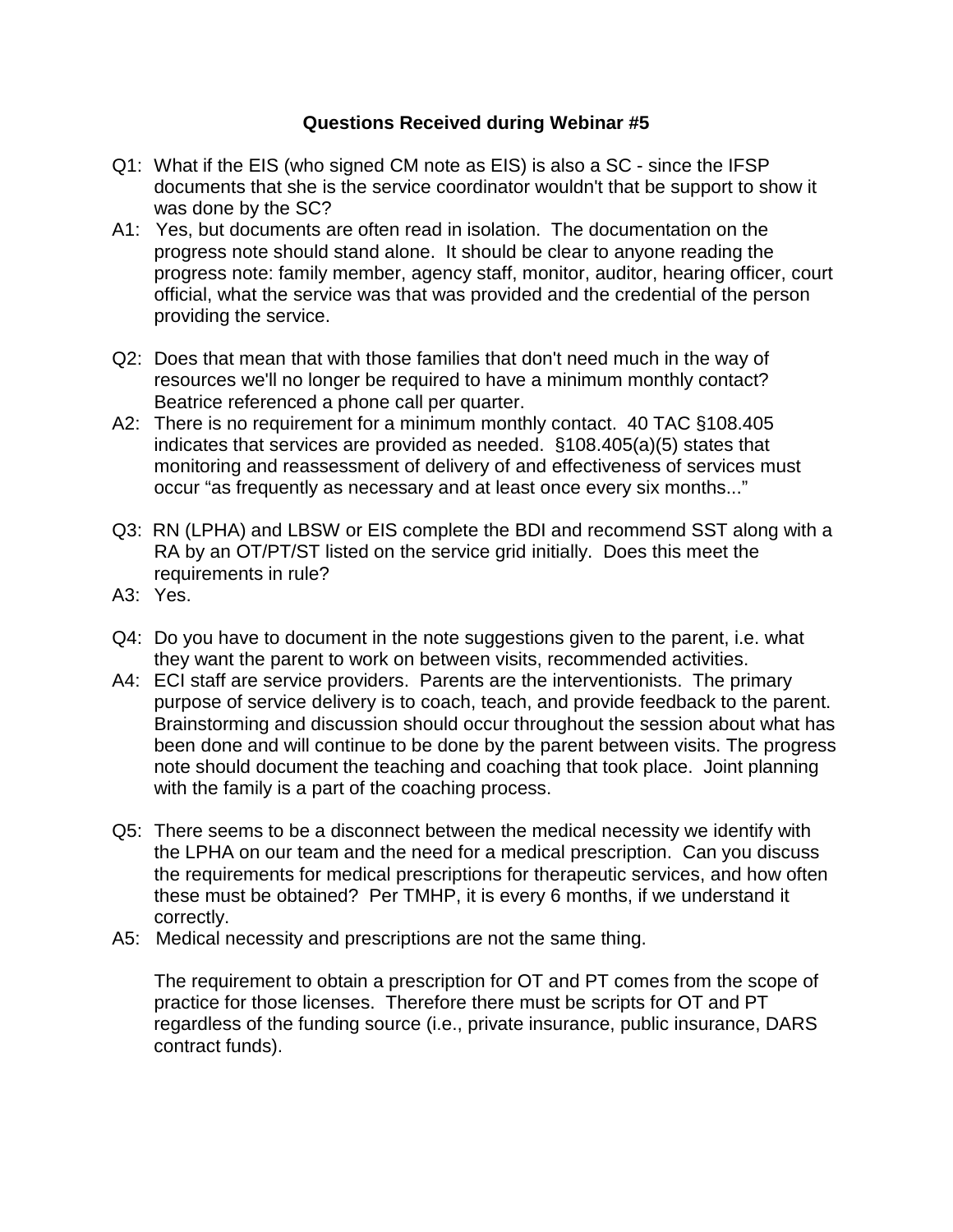**Questions Received during Webinar #5**

Q1: What if the EIS (who signed CM note as EIS) is also a SC - since the IFSP documents that she is the service coordinator wouldn't that be support to show it was done by the SC?

A1: Yes, but documents are often read in isolation. The documentation on the progress note should stand alone. It should be clear to anyone reading the progress note: family member, agency staff, monitor, auditor, hearing officer, court official, what the service was that was provided and the credential of the person providing the service.

Q2: Does that mean that with those families that don't need much in the way of resources we'll no longer be required to have a minimum monthly contact? Beatrice referenced a phone call per quarter.

A2: There is no requirement for a minimum monthly contact. 40 TAC §108.405 indicates that services are provided as needed. §108.405(a)(5) states that monitoring and reassessment of delivery of and effectiveness of services must occur "as frequently as necessary and at least once every six months..."

Q3: RN (LPHA) and LBSW or EIS complete the BDI and recommend SST along with a RA by an OT/PT/ST listed on the service grid initially. Does this meet the requirements in rule?

A3: Yes.

Q4: Do you have to document in the note suggestions given to the parent, i.e. what they want the parent to work on between visits, recommended activities.

A4: ECI staff are service providers. Parents are the interventionists. The primary purpose of service delivery is to coach, teach, and provide feedback to the parent. Brainstorming and discussion should occur throughout the session about what has been done and will continue to be done by the parent between visits. The progress note should document the teaching and coaching that took place. Joint planning with the family is a part of the coaching process.

Q5: There seems to be a disconnect between the medical necessity we identify with the LPHA on our team and the need for a medical prescription. Can you discuss the requirements for medical prescriptions for therapeutic services, and how often these must be obtained? Per TMHP, it is every 6 months, if we understand it correctly.

A5: Medical necessity and prescriptions are not the same thing.

The requirement to obtain a prescription for OT and PT comes from the scope of practice for those licenses. Therefore there must be scripts for OT and PT regardless of the funding source (i.e., private insurance, public insurance, DARS contract funds).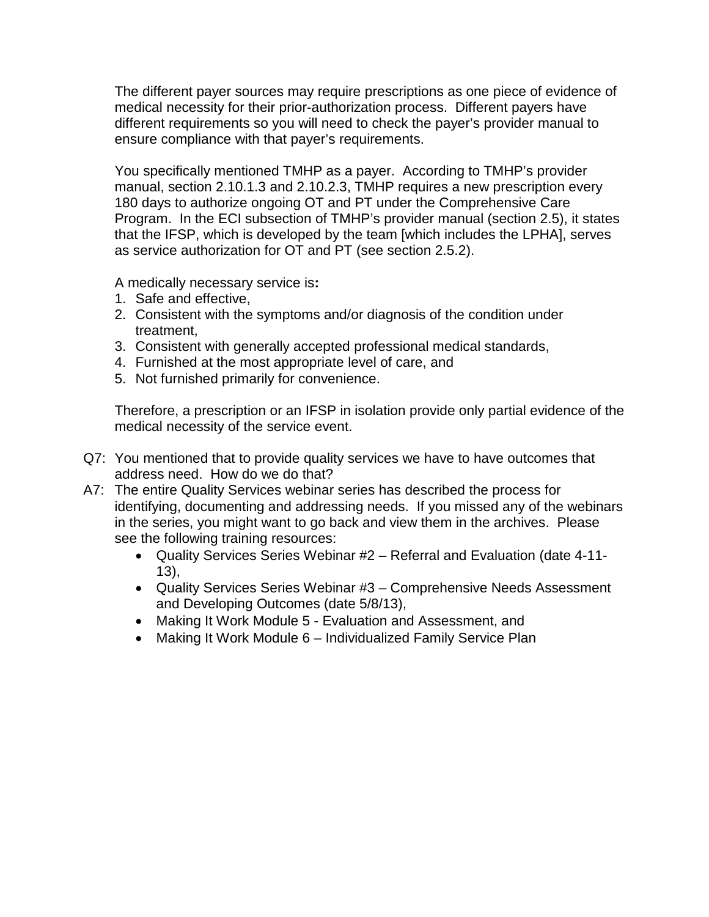The different payer sources may require prescriptions as one piece of evidence of medical necessity for their prior-authorization process. Different payers have different requirements so you will need to check the payer's provider manual to ensure compliance with that payer's requirements.

You specifically mentioned TMHP as a payer. According to TMHP's provider manual, section 2.10.1.3 and 2.10.2.3, TMHP requires a new prescription every 180 days to authorize ongoing OT and PT under the Comprehensive Care Program. In the ECI subsection of TMHP's provider manual (section 2.5), it states that the IFSP, which is developed by the team [which includes the LPHA], serves as service authorization for OT and PT (see section 2.5.2).

A medically necessary service is**:**

1. Safe and effective,
2. Consistent with the symptoms and/or diagnosis of the condition under treatment,
3. Consistent with generally accepted professional medical standards,
4. Furnished at the most appropriate level of care, and
5. Not furnished primarily for convenience.

Therefore, a prescription or an IFSP in isolation provide only partial evidence of the medical necessity of the service event.

Q7: You mentioned that to provide quality services we have to have outcomes that address need. How do we do that?

A7: The entire Quality Services webinar series has described the process for identifying, documenting and addressing needs. If you missed any of the webinars in the series, you might want to go back and view them in the archives. Please see the following training resources:

- Quality Services Series Webinar #2 – Referral and Evaluation (date 4-11-13),
- Quality Services Series Webinar #3 – Comprehensive Needs Assessment and Developing Outcomes (date 5/8/13),
- Making It Work Module 5 - Evaluation and Assessment, and
- Making It Work Module 6 – Individualized Family Service Plan